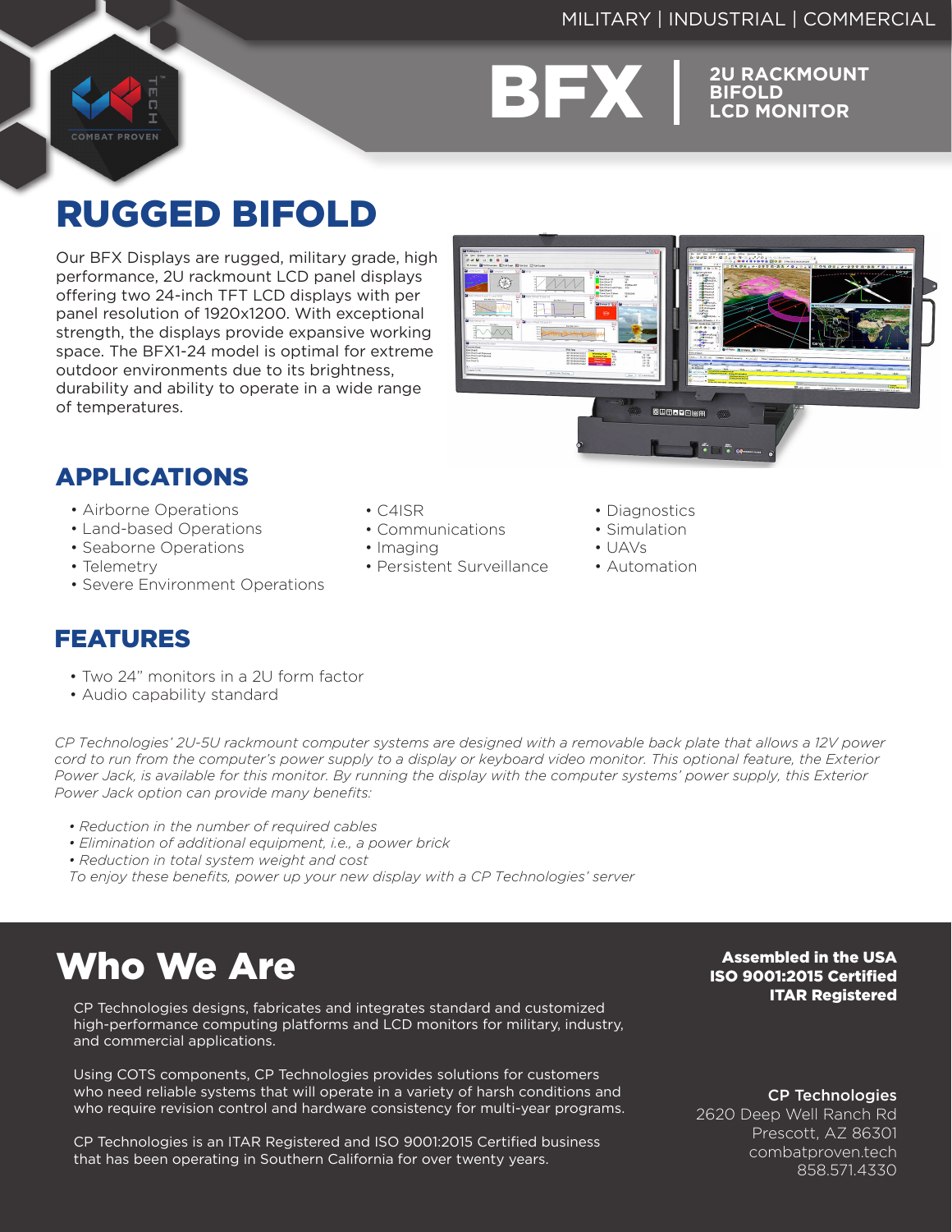MILITARY | INDUSTRIAL | COMMERCIAL

TECH™
COMBAT PROVEN

# BFX | 2U RACKMOUNT BIFOLD LCD MONITOR

## RUGGED BIFOLD

Our BFX Displays are rugged, military grade, high performance, 2U rackmount LCD panel displays offering two 24-inch TFT LCD displays with per panel resolution of 1920x1200. With exceptional strength, the displays provide expansive working space. The BFX1-24 model is optimal for extreme outdoor environments due to its brightness, durability and ability to operate in a wide range of temperatures.

## APPLICATIONS

- Airborne Operations
- Land-based Operations
- Seaborne Operations
- Telemetry
- Severe Environment Operations
- C4ISR
- Communications
- Imaging
- Persistent Surveillance
- Diagnostics
- Simulation
- UAVs
- Automation

## FEATURES

- Two 24" monitors in a 2U form factor
- Audio capability standard

*CP Technologies' 2U-5U rackmount computer systems are designed with a removable back plate that allows a 12V power cord to run from the computer's power supply to a display or keyboard video monitor. This optional feature, the Exterior Power Jack, is available for this monitor. By running the display with the computer systems' power supply, this Exterior Power Jack option can provide many benefits:*

- *Reduction in the number of required cables*
- *Elimination of additional equipment, i.e., a power brick*
- *Reduction in total system weight and cost*

*To enjoy these benefits, power up your new display with a CP Technologies' server*

# Who We Are

CP Technologies designs, fabricates and integrates standard and customized high-performance computing platforms and LCD monitors for military, industry, and commercial applications.

Using COTS components, CP Technologies provides solutions for customers who need reliable systems that will operate in a variety of harsh conditions and who require revision control and hardware consistency for multi-year programs.

CP Technologies is an ITAR Registered and ISO 9001:2015 Certified business that has been operating in Southern California for over twenty years.

**Assembled in the USA**
**ISO 9001:2015 Certified**
**ITAR Registered**

**CP Technologies**
2620 Deep Well Ranch Rd
Prescott, AZ 86301
combatproven.tech
858.571.4330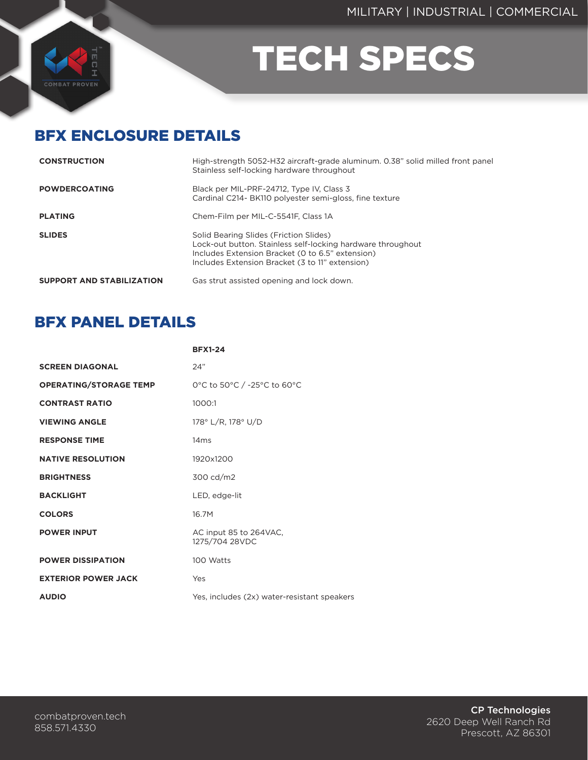MILITARY | INDUSTRIAL | COMMERCIAL

# TECH SPECS

## BFX ENCLOSURE DETAILS

| | |
|---|---|
| **CONSTRUCTION** | High-strength 5052-H32 aircraft-grade aluminum. 0.38" solid milled front panel<br>Stainless self-locking hardware throughout |
| **POWDERCOATING** | Black per MIL-PRF-24712, Type IV, Class 3<br>Cardinal C214- BK110 polyester semi-gloss, fine texture |
| **PLATING** | Chem-Film per MIL-C-5541F, Class 1A |
| **SLIDES** | Solid Bearing Slides (Friction Slides)<br>Lock-out button. Stainless self-locking hardware throughout<br>Includes Extension Bracket (0 to 6.5" extension)<br>Includes Extension Bracket (3 to 11" extension) |
| **SUPPORT AND STABILIZATION** | Gas strut assisted opening and lock down. |

## BFX PANEL DETAILS

| | **BFX1-24** |
|---|---|
| **SCREEN DIAGONAL** | 24" |
| **OPERATING/STORAGE TEMP** | 0°C to 50°C / -25°C to 60°C |
| **CONTRAST RATIO** | 1000:1 |
| **VIEWING ANGLE** | 178° L/R, 178° U/D |
| **RESPONSE TIME** | 14ms |
| **NATIVE RESOLUTION** | 1920x1200 |
| **BRIGHTNESS** | 300 cd/m2 |
| **BACKLIGHT** | LED, edge-lit |
| **COLORS** | 16.7M |
| **POWER INPUT** | AC input 85 to 264VAC,<br>1275/704 28VDC |
| **POWER DISSIPATION** | 100 Watts |
| **EXTERIOR POWER JACK** | Yes |
| **AUDIO** | Yes, includes (2x) water-resistant speakers |

combatproven.tech
858.571.4330

**CP Technologies**
2620 Deep Well Ranch Rd
Prescott, AZ 86301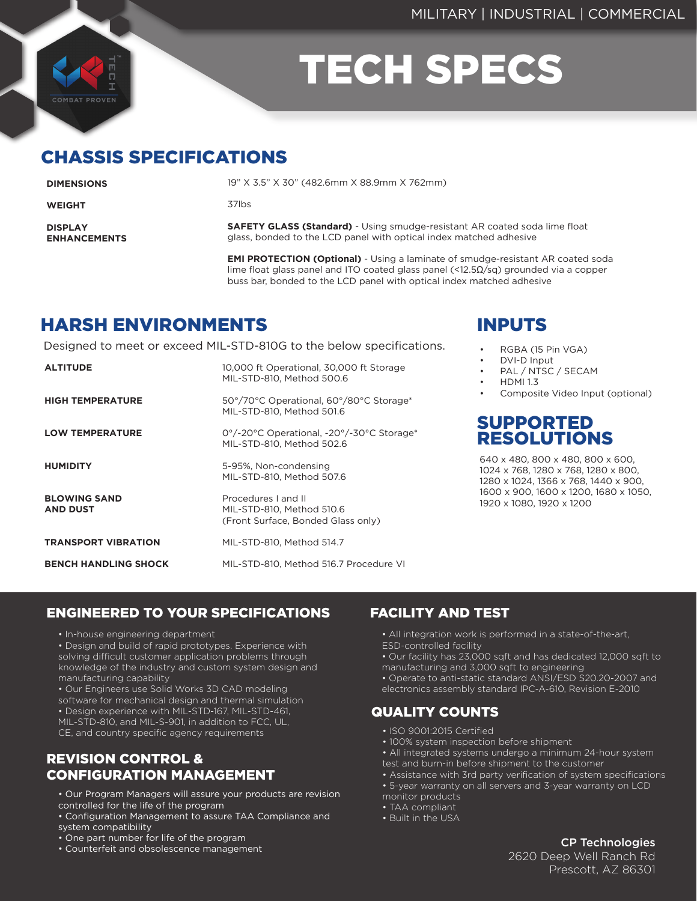MILITARY | INDUSTRIAL | COMMERCIAL

# TECH SPECS

## CHASSIS SPECIFICATIONS

| | |
|---|---|
| **DIMENSIONS** | 19" X 3.5" X 30" (482.6mm X 88.9mm X 762mm) |
| **WEIGHT** | 37lbs |
| **DISPLAY ENHANCEMENTS** | **SAFETY GLASS (Standard)** - Using smudge-resistant AR coated soda lime float glass, bonded to the LCD panel with optical index matched adhesive<br><br>**EMI PROTECTION (Optional)** - Using a laminate of smudge-resistant AR coated soda lime float glass panel and ITO coated glass panel (<12.5Ω/sq) grounded via a copper buss bar, bonded to the LCD panel with optical index matched adhesive |

## HARSH ENVIRONMENTS

Designed to meet or exceed MIL-STD-810G to the below specifications.

| | |
|---|---|
| **ALTITUDE** | 10,000 ft Operational, 30,000 ft Storage<br>MIL-STD-810, Method 500.6 |
| **HIGH TEMPERATURE** | 50°/70°C Operational, 60°/80°C Storage*<br>MIL-STD-810, Method 501.6 |
| **LOW TEMPERATURE** | 0°/-20°C Operational, -20°/-30°C Storage*<br>MIL-STD-810, Method 502.6 |
| **HUMIDITY** | 5-95%, Non-condensing<br>MIL-STD-810, Method 507.6 |
| **BLOWING SAND AND DUST** | Procedures I and II<br>MIL-STD-810, Method 510.6<br>(Front Surface, Bonded Glass only) |
| **TRANSPORT VIBRATION** | MIL-STD-810, Method 514.7 |
| **BENCH HANDLING SHOCK** | MIL-STD-810, Method 516.7 Procedure VI |

## INPUTS

- RGBA (15 Pin VGA)
- DVI-D Input
- PAL / NTSC / SECAM
- HDMI 1.3
- Composite Video Input (optional)

## SUPPORTED RESOLUTIONS

640 x 480, 800 x 480, 800 x 600, 1024 x 768, 1280 x 768, 1280 x 800, 1280 x 1024, 1366 x 768, 1440 x 900, 1600 x 900, 1600 x 1200, 1680 x 1050, 1920 x 1080, 1920 x 1200

## ENGINEERED TO YOUR SPECIFICATIONS

- In-house engineering department
- Design and build of rapid prototypes. Experience with solving difficult customer application problems through knowledge of the industry and custom system design and manufacturing capability
- Our Engineers use Solid Works 3D CAD modeling software for mechanical design and thermal simulation
- Design experience with MIL-STD-167, MIL-STD-461, MIL-STD-810, and MIL-S-901, in addition to FCC, UL, CE, and country specific agency requirements

## REVISION CONTROL & CONFIGURATION MANAGEMENT

- Our Program Managers will assure your products are revision controlled for the life of the program
- Configuration Management to assure TAA Compliance and system compatibility
- One part number for life of the program
- Counterfeit and obsolescence management

## FACILITY AND TEST

- All integration work is performed in a state-of-the-art, ESD-controlled facility
- Our facility has 23,000 sqft and has dedicated 12,000 sqft to manufacturing and 3,000 sqft to engineering
- Operate to anti-static standard ANSI/ESD S20.20-2007 and electronics assembly standard IPC-A-610, Revision E-2010

## QUALITY COUNTS

- ISO 9001:2015 Certified
- 100% system inspection before shipment
- All integrated systems undergo a minimum 24-hour system test and burn-in before shipment to the customer
- Assistance with 3rd party verification of system specifications
- 5-year warranty on all servers and 3-year warranty on LCD monitor products
- TAA compliant
- Built in the USA

**CP Technologies**
2620 Deep Well Ranch Rd
Prescott, AZ 86301